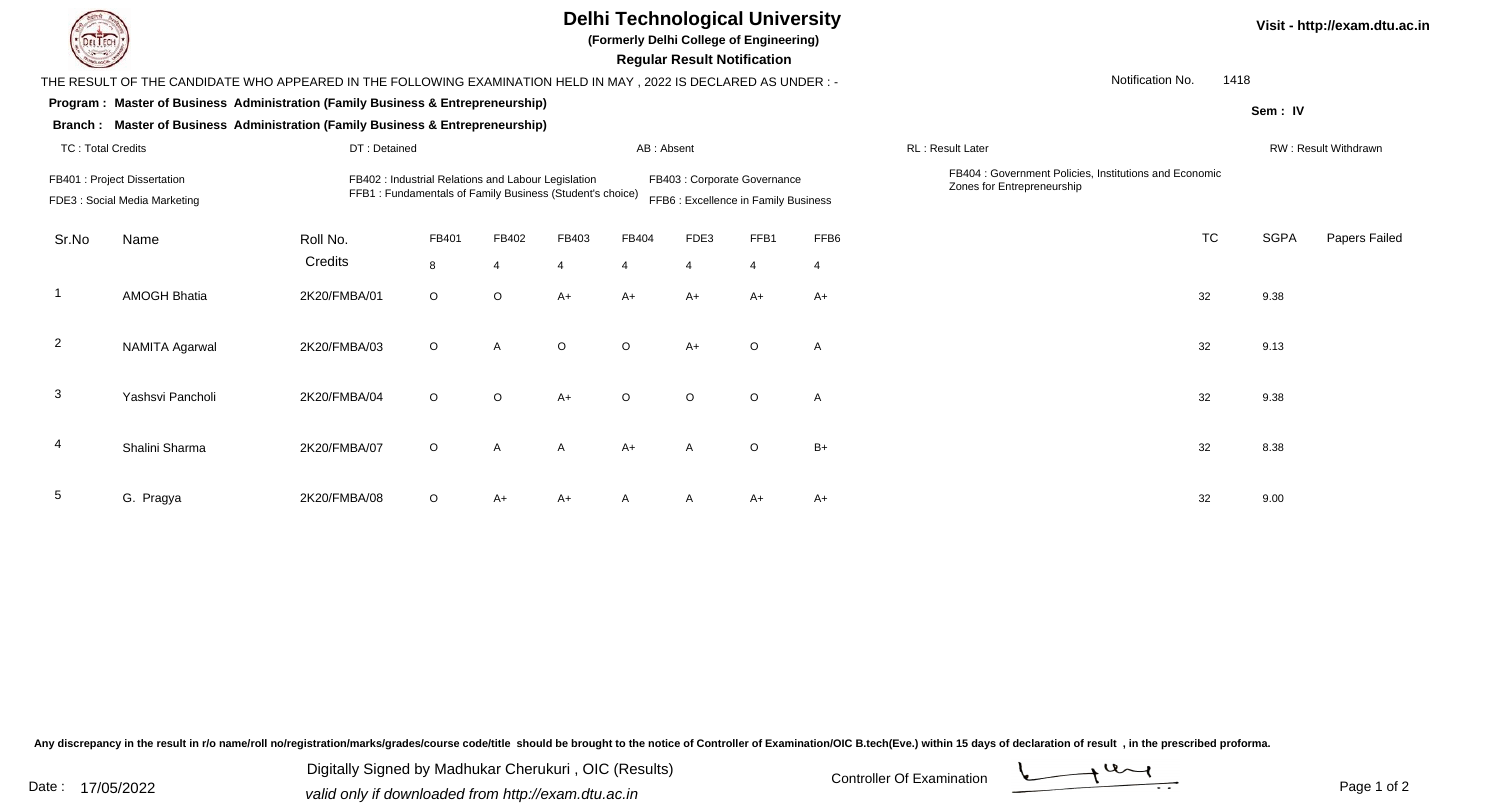# Delhi Technological University

**(Formerly Delhi College of Engineering)**

**Regular Result Notification**

Visit - http://exam.dtu.ac.in

THE RESULT OF THE CANDIDATE WHO APPEARED IN THE FOLLOWING EXAMINATION HELD IN MAY , 2022 IS DECLARED AS UNDER : -

Notification No. 1418

**Program : Master of Business Administration (Family Business & Entrepreneurship)**

**Branch : Master of Business Administration (Family Business & Entrepreneurship)**

**Sem : IV**

TC : Total Credits | DT : Detained | AB : Absent | RL : Result Later | RW : Result Withdrawn

FB401 : Project Dissertation
FDE3 : Social Media Marketing
FB402 : Industrial Relations and Labour Legislation
FFB1 : Fundamentals of Family Business (Student's choice)
FB403 : Corporate Governance
FFB6 : Excellence in Family Business
FB404 : Government Policies, Institutions and Economic Zones for Entrepreneurship

| Sr.No | Name | Roll No. | FB401 | FB402 | FB403 | FB404 | FDE3 | FFB1 | FFB6 | TC | SGPA | Papers Failed |
|---|---|---|---|---|---|---|---|---|---|---|---|---|
| | | Credits | 8 | 4 | 4 | 4 | 4 | 4 | 4 | | | |
| 1 | AMOGH Bhatia | 2K20/FMBA/01 | O | O | A+ | A+ | A+ | A+ | A+ | 32 | 9.38 | |
| 2 | NAMITA Agarwal | 2K20/FMBA/03 | O | A | O | O | A+ | O | A | 32 | 9.13 | |
| 3 | Yashsvi Pancholi | 2K20/FMBA/04 | O | O | A+ | O | O | O | A | 32 | 9.38 | |
| 4 | Shalini Sharma | 2K20/FMBA/07 | O | A | A | A+ | A | O | B+ | 32 | 8.38 | |
| 5 | G. Pragya | 2K20/FMBA/08 | O | A+ | A+ | A | A | A+ | A+ | 32 | 9.00 | |

Any discrepancy in the result in r/o name/roll no/registration/marks/grades/course code/title should be brought to the notice of Controller of Examination/OIC B.tech(Eve.) within 15 days of declaration of result , in the prescribed proforma.

Date : 17/05/2022

Digitally Signed by Madhukar Cherukuri , OIC (Results)
*valid only if downloaded from http://exam.dtu.ac.in*

Controller Of Examination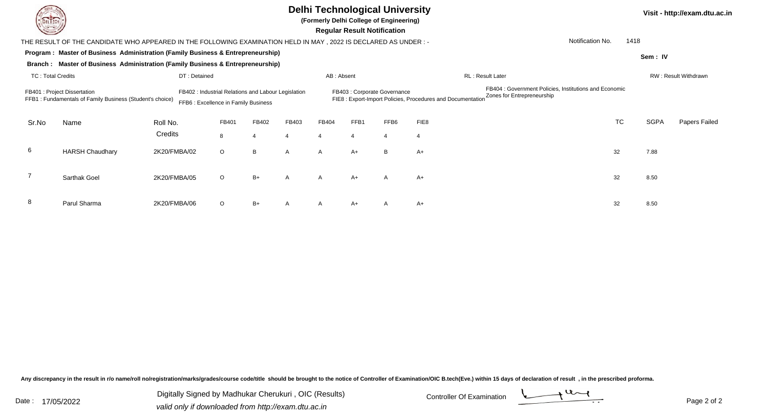# Delhi Technological University

**(Formerly Delhi College of Engineering)**

**Regular Result Notification**

Visit - http://exam.dtu.ac.in

THE RESULT OF THE CANDIDATE WHO APPEARED IN THE FOLLOWING EXAMINATION HELD IN MAY , 2022 IS DECLARED AS UNDER : -

Notification No. 1418

**Program : Master of Business Administration (Family Business & Entrepreneurship)**

**Branch : Master of Business Administration (Family Business & Entrepreneurship)**

Sem : IV

TC : Total Credits | DT : Detained | AB : Absent | RL : Result Later | RW : Result Withdrawn

FB401 : Project Dissertation
FFB1 : Fundamentals of Family Business (Student's choice)
FB402 : Industrial Relations and Labour Legislation
FFB6 : Excellence in Family Business
FB403 : Corporate Governance
FIE8 : Export-Import Policies, Procedures and Documentation
FB404 : Government Policies, Institutions and Economic Zones for Entrepreneurship

| Sr.No | Name | Roll No. | FB401 | FB402 | FB403 | FB404 | FFB1 | FFB6 | FIE8 | TC | SGPA | Papers Failed |
|---|---|---|---|---|---|---|---|---|---|---|---|---|
| | | Credits | 8 | 4 | 4 | 4 | 4 | 4 | 4 | | | |
| 6 | HARSH Chaudhary | 2K20/FMBA/02 | O | B | A | A | A+ | B | A+ | 32 | 7.88 | |
| 7 | Sarthak Goel | 2K20/FMBA/05 | O | B+ | A | A | A+ | A | A+ | 32 | 8.50 | |
| 8 | Parul Sharma | 2K20/FMBA/06 | O | B+ | A | A | A+ | A | A+ | 32 | 8.50 | |

Any discrepancy in the result in r/o name/roll no/registration/marks/grades/course code/title should be brought to the notice of Controller of Examination/OIC B.tech(Eve.) within 15 days of declaration of result , in the prescribed proforma.

Date : 17/05/2022

Digitally Signed by Madhukar Cherukuri , OIC (Results)
*valid only if downloaded from http://exam.dtu.ac.in*

Controller Of Examination